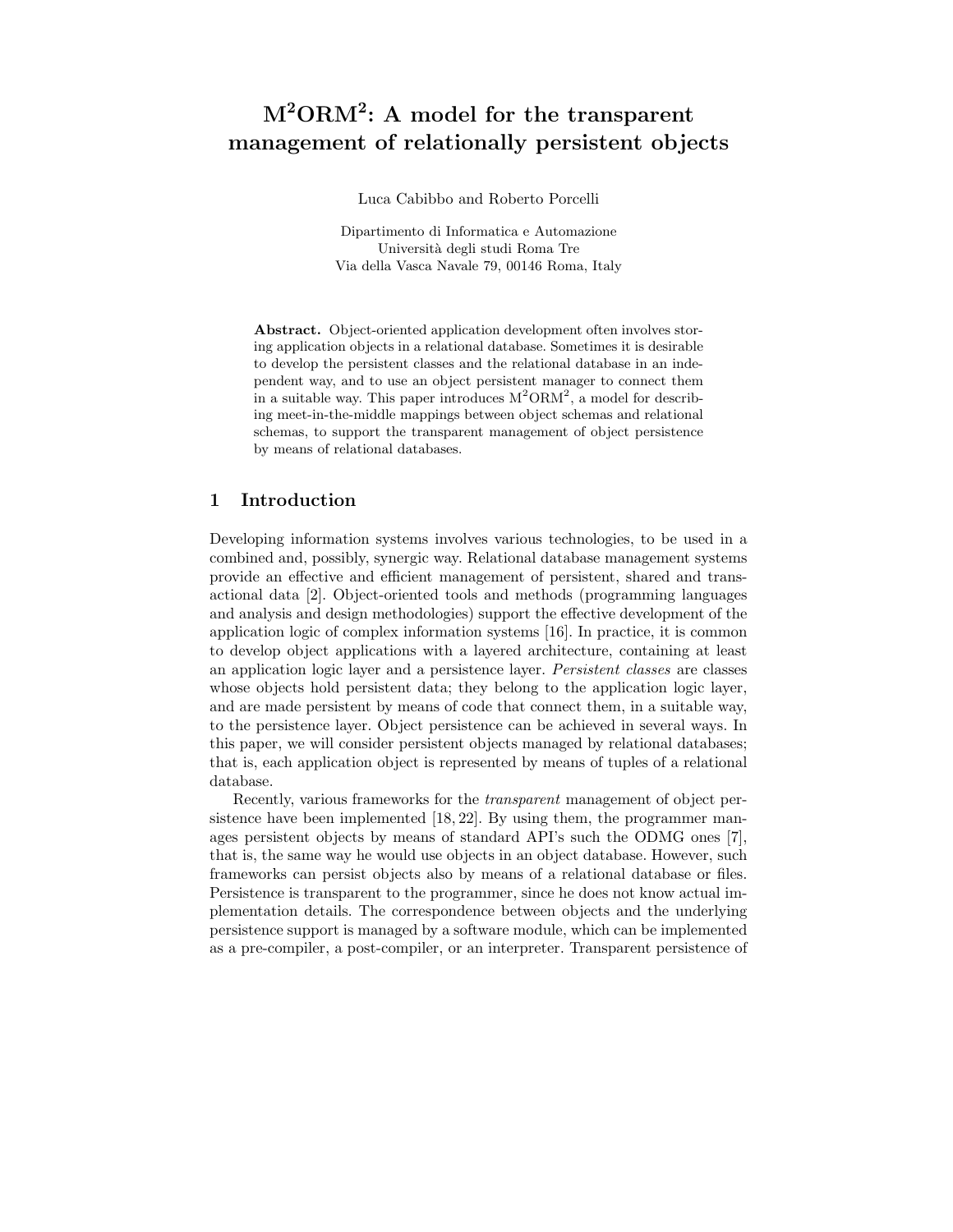# $M^2ORM^2$: A model for the transparent management of relationally persistent objects

Luca Cabibbo and Roberto Porcelli

Dipartimento di Informatica e Automazione
Università degli studi Roma Tre
Via della Vasca Navale 79, 00146 Roma, Italy

**Abstract.** Object-oriented application development often involves storing application objects in a relational database. Sometimes it is desirable to develop the persistent classes and the relational database in an independent way, and to use an object persistent manager to connect them in a suitable way. This paper introduces $M^2ORM^2$, a model for describing meet-in-the-middle mappings between object schemas and relational schemas, to support the transparent management of object persistence by means of relational databases.

## 1 Introduction

Developing information systems involves various technologies, to be used in a combined and, possibly, synergic way. Relational database management systems provide an effective and efficient management of persistent, shared and transactional data [2]. Object-oriented tools and methods (programming languages and analysis and design methodologies) support the effective development of the application logic of complex information systems [16]. In practice, it is common to develop object applications with a layered architecture, containing at least an application logic layer and a persistence layer. *Persistent classes* are classes whose objects hold persistent data; they belong to the application logic layer, and are made persistent by means of code that connect them, in a suitable way, to the persistence layer. Object persistence can be achieved in several ways. In this paper, we will consider persistent objects managed by relational databases; that is, each application object is represented by means of tuples of a relational database.

Recently, various frameworks for the *transparent* management of object persistence have been implemented [18, 22]. By using them, the programmer manages persistent objects by means of standard API's such the ODMG ones [7], that is, the same way he would use objects in an object database. However, such frameworks can persist objects also by means of a relational database or files. Persistence is transparent to the programmer, since he does not know actual implementation details. The correspondence between objects and the underlying persistence support is managed by a software module, which can be implemented as a pre-compiler, a post-compiler, or an interpreter. Transparent persistence of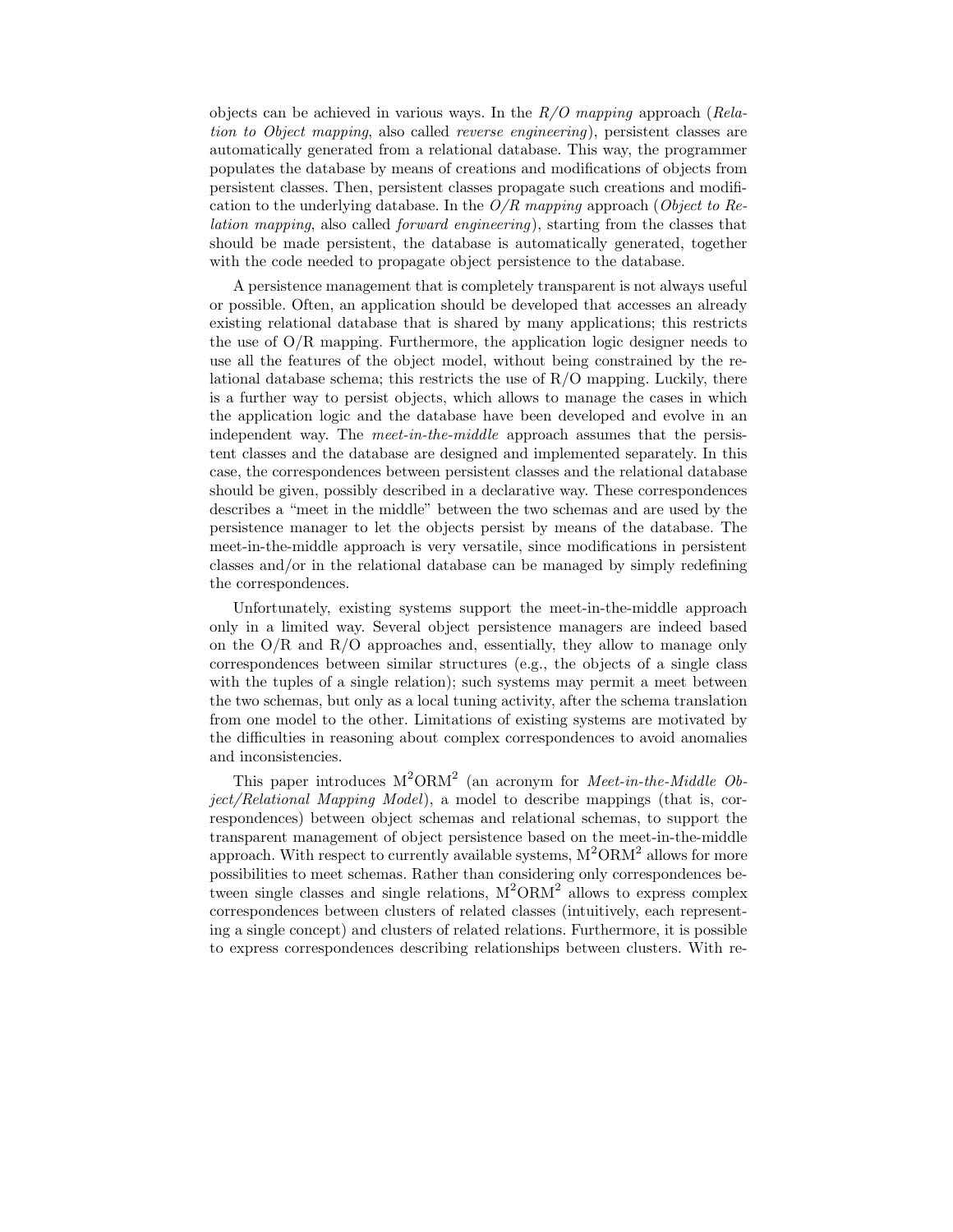objects can be achieved in various ways. In the *R/O mapping* approach (*Relation to Object mapping*, also called *reverse engineering*), persistent classes are automatically generated from a relational database. This way, the programmer populates the database by means of creations and modifications of objects from persistent classes. Then, persistent classes propagate such creations and modification to the underlying database. In the *O/R mapping* approach (*Object to Relation mapping*, also called *forward engineering*), starting from the classes that should be made persistent, the database is automatically generated, together with the code needed to propagate object persistence to the database.

A persistence management that is completely transparent is not always useful or possible. Often, an application should be developed that accesses an already existing relational database that is shared by many applications; this restricts the use of O/R mapping. Furthermore, the application logic designer needs to use all the features of the object model, without being constrained by the relational database schema; this restricts the use of R/O mapping. Luckily, there is a further way to persist objects, which allows to manage the cases in which the application logic and the database have been developed and evolve in an independent way. The *meet-in-the-middle* approach assumes that the persistent classes and the database are designed and implemented separately. In this case, the correspondences between persistent classes and the relational database should be given, possibly described in a declarative way. These correspondences describes a "meet in the middle" between the two schemas and are used by the persistence manager to let the objects persist by means of the database. The meet-in-the-middle approach is very versatile, since modifications in persistent classes and/or in the relational database can be managed by simply redefining the correspondences.

Unfortunately, existing systems support the meet-in-the-middle approach only in a limited way. Several object persistence managers are indeed based on the O/R and R/O approaches and, essentially, they allow to manage only correspondences between similar structures (e.g., the objects of a single class with the tuples of a single relation); such systems may permit a meet between the two schemas, but only as a local tuning activity, after the schema translation from one model to the other. Limitations of existing systems are motivated by the difficulties in reasoning about complex correspondences to avoid anomalies and inconsistencies.

This paper introduces $\text{M}^2\text{ORM}^2$ (an acronym for *Meet-in-the-Middle Object/Relational Mapping Model*), a model to describe mappings (that is, correspondences) between object schemas and relational schemas, to support the transparent management of object persistence based on the meet-in-the-middle approach. With respect to currently available systems, $\text{M}^2\text{ORM}^2$ allows for more possibilities to meet schemas. Rather than considering only correspondences between single classes and single relations, $\text{M}^2\text{ORM}^2$ allows to express complex correspondences between clusters of related classes (intuitively, each representing a single concept) and clusters of related relations. Furthermore, it is possible to express correspondences describing relationships between clusters. With re-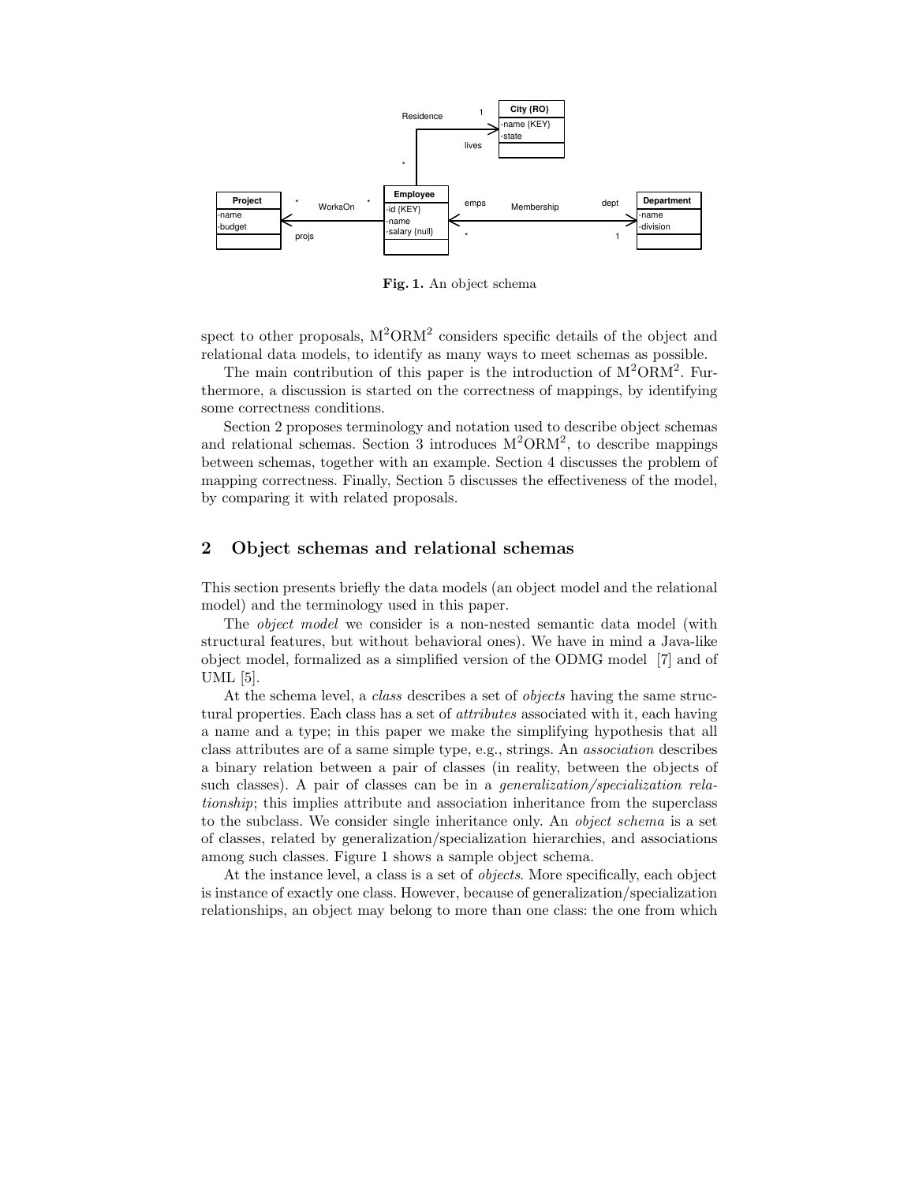**Fig. 1.** An object schema

spect to other proposals, $M^2ORM^2$ considers specific details of the object and relational data models, to identify as many ways to meet schemas as possible.

The main contribution of this paper is the introduction of $M^2ORM^2$. Furthermore, a discussion is started on the correctness of mappings, by identifying some correctness conditions.

Section 2 proposes terminology and notation used to describe object schemas and relational schemas. Section 3 introduces $M^2ORM^2$, to describe mappings between schemas, together with an example. Section 4 discusses the problem of mapping correctness. Finally, Section 5 discusses the effectiveness of the model, by comparing it with related proposals.

## 2 Object schemas and relational schemas

This section presents briefly the data models (an object model and the relational model) and the terminology used in this paper.

The *object model* we consider is a non-nested semantic data model (with structural features, but without behavioral ones). We have in mind a Java-like object model, formalized as a simplified version of the ODMG model [7] and of UML [5].

At the schema level, a *class* describes a set of *objects* having the same structural properties. Each class has a set of *attributes* associated with it, each having a name and a type; in this paper we make the simplifying hypothesis that all class attributes are of a same simple type, e.g., strings. An *association* describes a binary relation between a pair of classes (in reality, between the objects of such classes). A pair of classes can be in a *generalization/specialization relationship*; this implies attribute and association inheritance from the superclass to the subclass. We consider single inheritance only. An *object schema* is a set of classes, related by generalization/specialization hierarchies, and associations among such classes. Figure 1 shows a sample object schema.

At the instance level, a class is a set of *objects*. More specifically, each object is instance of exactly one class. However, because of generalization/specialization relationships, an object may belong to more than one class: the one from which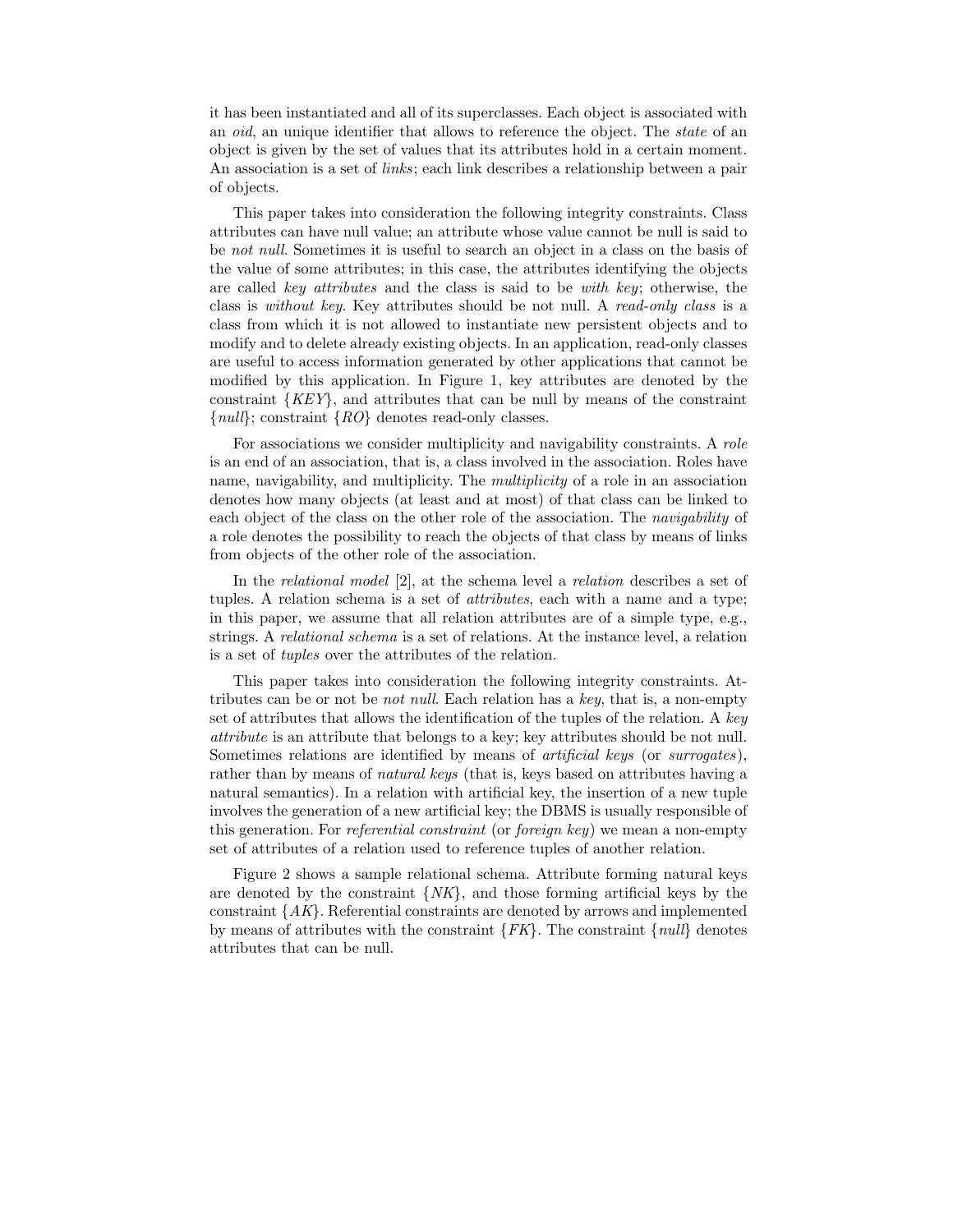it has been instantiated and all of its superclasses. Each object is associated with an *oid*, an unique identifier that allows to reference the object. The *state* of an object is given by the set of values that its attributes hold in a certain moment. An association is a set of *links*; each link describes a relationship between a pair of objects.

This paper takes into consideration the following integrity constraints. Class attributes can have null value; an attribute whose value cannot be null is said to be *not null*. Sometimes it is useful to search an object in a class on the basis of the value of some attributes; in this case, the attributes identifying the objects are called *key attributes* and the class is said to be *with key*; otherwise, the class is *without key*. Key attributes should be not null. A *read-only class* is a class from which it is not allowed to instantiate new persistent objects and to modify and to delete already existing objects. In an application, read-only classes are useful to access information generated by other applications that cannot be modified by this application. In Figure 1, key attributes are denoted by the constraint {*KEY*}, and attributes that can be null by means of the constraint {*null*}; constraint {*RO*} denotes read-only classes.

For associations we consider multiplicity and navigability constraints. A *role* is an end of an association, that is, a class involved in the association. Roles have name, navigability, and multiplicity. The *multiplicity* of a role in an association denotes how many objects (at least and at most) of that class can be linked to each object of the class on the other role of the association. The *navigability* of a role denotes the possibility to reach the objects of that class by means of links from objects of the other role of the association.

In the *relational model* [2], at the schema level a *relation* describes a set of tuples. A relation schema is a set of *attributes*, each with a name and a type; in this paper, we assume that all relation attributes are of a simple type, e.g., strings. A *relational schema* is a set of relations. At the instance level, a relation is a set of *tuples* over the attributes of the relation.

This paper takes into consideration the following integrity constraints. Attributes can be or not be *not null*. Each relation has a *key*, that is, a non-empty set of attributes that allows the identification of the tuples of the relation. A *key attribute* is an attribute that belongs to a key; key attributes should be not null. Sometimes relations are identified by means of *artificial keys* (or *surrogates*), rather than by means of *natural keys* (that is, keys based on attributes having a natural semantics). In a relation with artificial key, the insertion of a new tuple involves the generation of a new artificial key; the DBMS is usually responsible of this generation. For *referential constraint* (or *foreign key*) we mean a non-empty set of attributes of a relation used to reference tuples of another relation.

Figure 2 shows a sample relational schema. Attribute forming natural keys are denoted by the constraint {*NK*}, and those forming artificial keys by the constraint {*AK*}. Referential constraints are denoted by arrows and implemented by means of attributes with the constraint {*FK*}. The constraint {*null*} denotes attributes that can be null.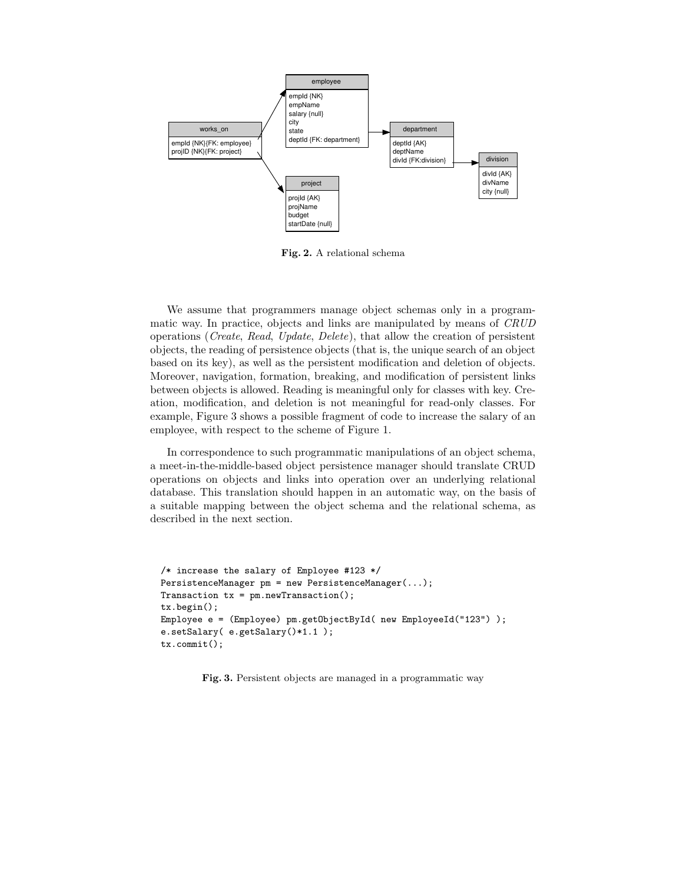**Fig. 2.** A relational schema

We assume that programmers manage object schemas only in a programmatic way. In practice, objects and links are manipulated by means of *CRUD* operations (*Create*, *Read*, *Update*, *Delete*), that allow the creation of persistent objects, the reading of persistence objects (that is, the unique search of an object based on its key), as well as the persistent modification and deletion of objects. Moreover, navigation, formation, breaking, and modification of persistent links between objects is allowed. Reading is meaningful only for classes with key. Creation, modification, and deletion is not meaningful for read-only classes. For example, Figure 3 shows a possible fragment of code to increase the salary of an employee, with respect to the scheme of Figure 1.

In correspondence to such programmatic manipulations of an object schema, a meet-in-the-middle-based object persistence manager should translate CRUD operations on objects and links into operation over an underlying relational database. This translation should happen in an automatic way, on the basis of a suitable mapping between the object schema and the relational schema, as described in the next section.

```
/* increase the salary of Employee #123 */
PersistenceManager pm = new PersistenceManager(...);
Transaction tx = pm.newTransaction();
tx.begin();
Employee e = (Employee) pm.getObjectById( new EmployeeId("123") );
e.setSalary( e.getSalary()*1.1 );
tx.commit();
```

**Fig. 3.** Persistent objects are managed in a programmatic way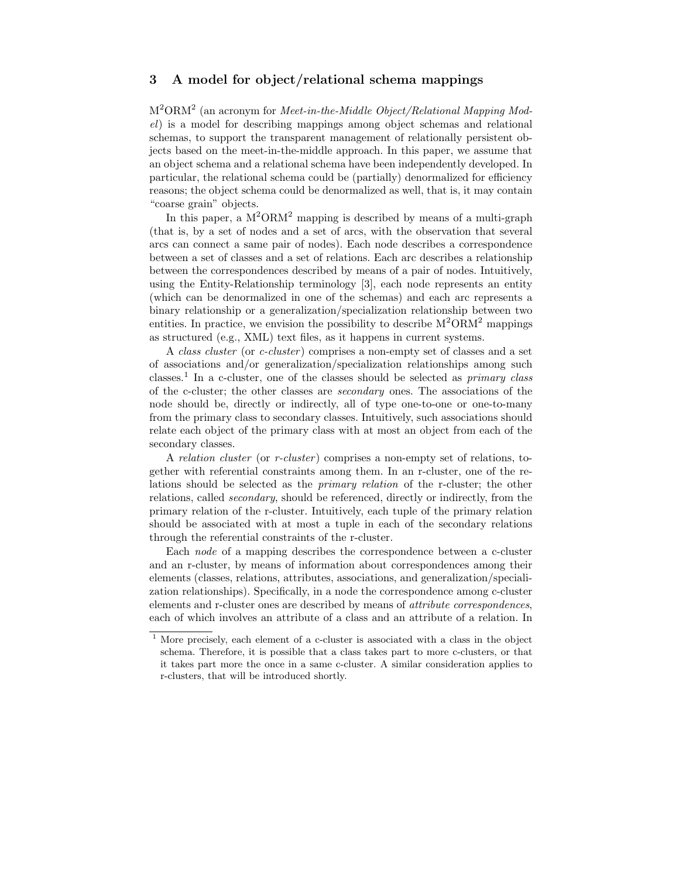## 3 A model for object/relational schema mappings

M$^2$ORM$^2$ (an acronym for *Meet-in-the-Middle Object/Relational Mapping Model*) is a model for describing mappings among object schemas and relational schemas, to support the transparent management of relationally persistent objects based on the meet-in-the-middle approach. In this paper, we assume that an object schema and a relational schema have been independently developed. In particular, the relational schema could be (partially) denormalized for efficiency reasons; the object schema could be denormalized as well, that is, it may contain "coarse grain" objects.

In this paper, a M$^2$ORM$^2$ mapping is described by means of a multi-graph (that is, by a set of nodes and a set of arcs, with the observation that several arcs can connect a same pair of nodes). Each node describes a correspondence between a set of classes and a set of relations. Each arc describes a relationship between the correspondences described by means of a pair of nodes. Intuitively, using the Entity-Relationship terminology [3], each node represents an entity (which can be denormalized in one of the schemas) and each arc represents a binary relationship or a generalization/specialization relationship between two entities. In practice, we envision the possibility to describe M$^2$ORM$^2$ mappings as structured (e.g., XML) text files, as it happens in current systems.

A *class cluster* (or *c-cluster*) comprises a non-empty set of classes and a set of associations and/or generalization/specialization relationships among such classes.[1] In a c-cluster, one of the classes should be selected as *primary class* of the c-cluster; the other classes are *secondary* ones. The associations of the node should be, directly or indirectly, all of type one-to-one or one-to-many from the primary class to secondary classes. Intuitively, such associations should relate each object of the primary class with at most an object from each of the secondary classes.

A *relation cluster* (or *r-cluster*) comprises a non-empty set of relations, together with referential constraints among them. In an r-cluster, one of the relations should be selected as the *primary relation* of the r-cluster; the other relations, called *secondary*, should be referenced, directly or indirectly, from the primary relation of the r-cluster. Intuitively, each tuple of the primary relation should be associated with at most a tuple in each of the secondary relations through the referential constraints of the r-cluster.

Each *node* of a mapping describes the correspondence between a c-cluster and an r-cluster, by means of information about correspondences among their elements (classes, relations, attributes, associations, and generalization/specialization relationships). Specifically, in a node the correspondence among c-cluster elements and r-cluster ones are described by means of *attribute correspondences*, each of which involves an attribute of a class and an attribute of a relation. In

[1] More precisely, each element of a c-cluster is associated with a class in the object schema. Therefore, it is possible that a class takes part to more c-clusters, or that it takes part more the once in a same c-cluster. A similar consideration applies to r-clusters, that will be introduced shortly.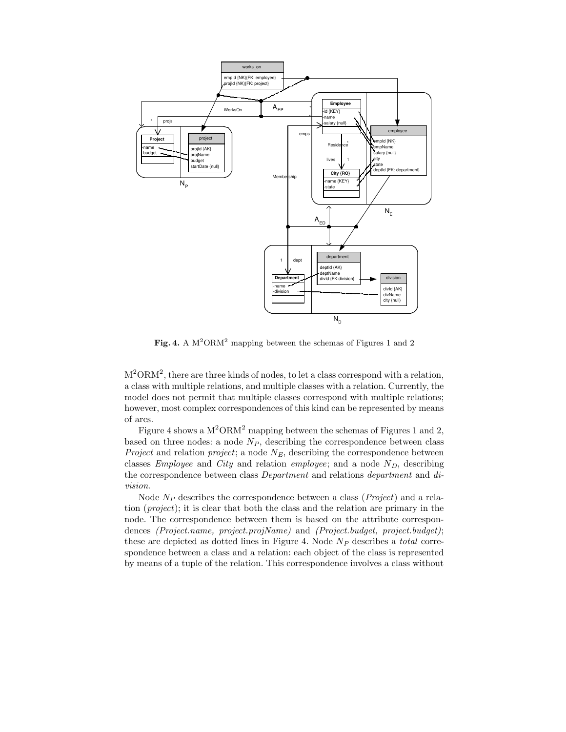**Fig. 4.** A M$^2$ORM$^2$ mapping between the schemas of Figures 1 and 2

M$^2$ORM$^2$, there are three kinds of nodes, to let a class correspond with a relation, a class with multiple relations, and multiple classes with a relation. Currently, the model does not permit that multiple classes correspond with multiple relations; however, most complex correspondences of this kind can be represented by means of arcs.

Figure 4 shows a M$^2$ORM$^2$ mapping between the schemas of Figures 1 and 2, based on three nodes: a node $N_P$, describing the correspondence between class *Project* and relation *project*; a node $N_E$, describing the correspondence between classes *Employee* and *City* and relation *employee*; and a node $N_D$, describing the correspondence between class *Department* and relations *department* and *division*.

Node $N_P$ describes the correspondence between a class (*Project*) and a relation (*project*); it is clear that both the class and the relation are primary in the node. The correspondence between them is based on the attribute correspondences *(Project.name, project.projName)* and *(Project.budget, project.budget)*; these are depicted as dotted lines in Figure 4. Node $N_P$ describes a *total* correspondence between a class and a relation: each object of the class is represented by means of a tuple of the relation. This correspondence involves a class without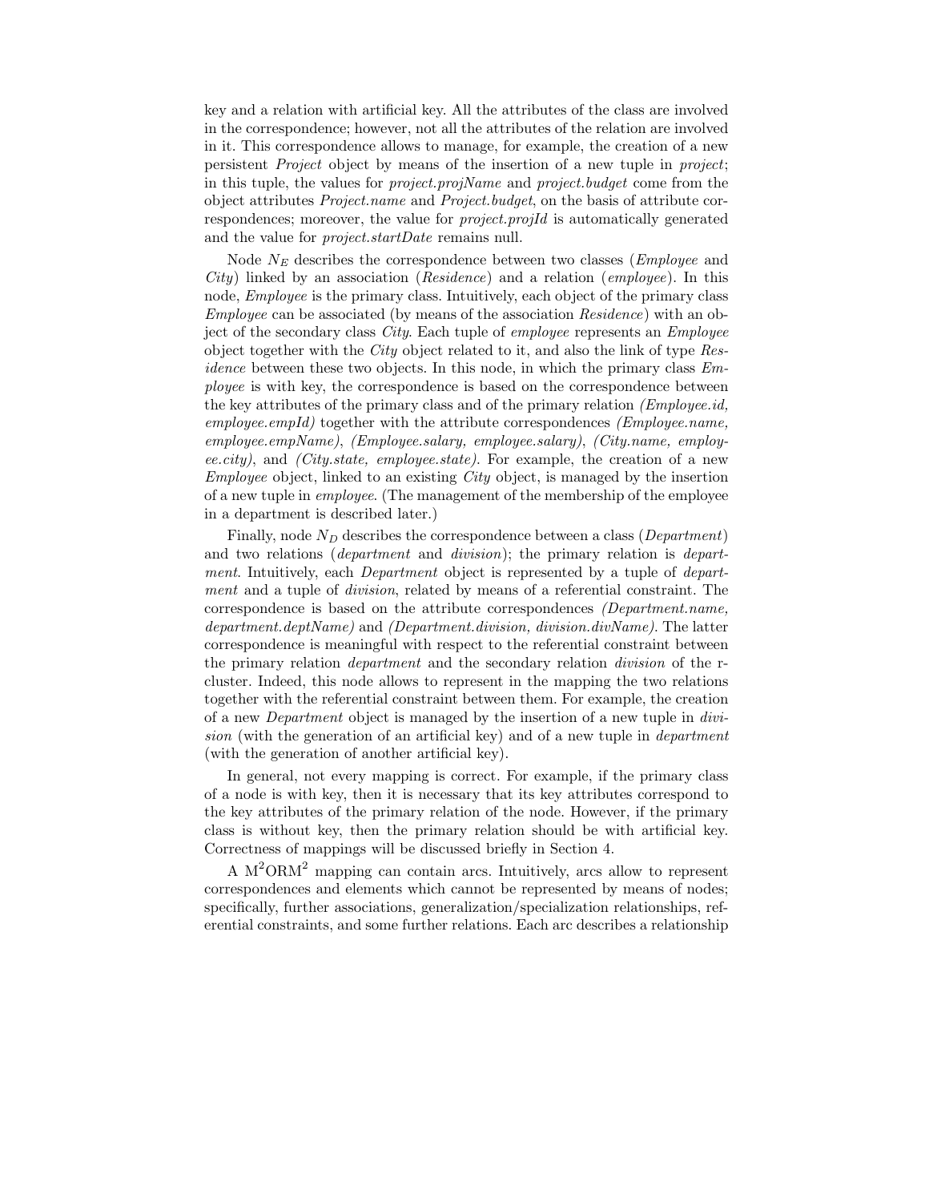key and a relation with artificial key. All the attributes of the class are involved in the correspondence; however, not all the attributes of the relation are involved in it. This correspondence allows to manage, for example, the creation of a new persistent *Project* object by means of the insertion of a new tuple in *project*; in this tuple, the values for *project.projName* and *project.budget* come from the object attributes *Project.name* and *Project.budget*, on the basis of attribute correspondences; moreover, the value for *project.projId* is automatically generated and the value for *project.startDate* remains null.

Node $N_E$ describes the correspondence between two classes (*Employee* and *City*) linked by an association (*Residence*) and a relation (*employee*). In this node, *Employee* is the primary class. Intuitively, each object of the primary class *Employee* can be associated (by means of the association *Residence*) with an object of the secondary class *City*. Each tuple of *employee* represents an *Employee* object together with the *City* object related to it, and also the link of type *Residence* between these two objects. In this node, in which the primary class *Employee* is with key, the correspondence is based on the correspondence between the key attributes of the primary class and of the primary relation *(Employee.id, employee.empId)* together with the attribute correspondences *(Employee.name, employee.empName)*, *(Employee.salary, employee.salary)*, *(City.name, employee.city)*, and *(City.state, employee.state)*. For example, the creation of a new *Employee* object, linked to an existing *City* object, is managed by the insertion of a new tuple in *employee*. (The management of the membership of the employee in a department is described later.)

Finally, node $N_D$ describes the correspondence between a class (*Department*) and two relations (*department* and *division*); the primary relation is *department*. Intuitively, each *Department* object is represented by a tuple of *department* and a tuple of *division*, related by means of a referential constraint. The correspondence is based on the attribute correspondences *(Department.name, department.deptName)* and *(Department.division, division.divName)*. The latter correspondence is meaningful with respect to the referential constraint between the primary relation *department* and the secondary relation *division* of the r-cluster. Indeed, this node allows to represent in the mapping the two relations together with the referential constraint between them. For example, the creation of a new *Department* object is managed by the insertion of a new tuple in *division* (with the generation of an artificial key) and of a new tuple in *department* (with the generation of another artificial key).

In general, not every mapping is correct. For example, if the primary class of a node is with key, then it is necessary that its key attributes correspond to the key attributes of the primary relation of the node. However, if the primary class is without key, then the primary relation should be with artificial key. Correctness of mappings will be discussed briefly in Section 4.

A $\text{M}^2\text{ORM}^2$ mapping can contain arcs. Intuitively, arcs allow to represent correspondences and elements which cannot be represented by means of nodes; specifically, further associations, generalization/specialization relationships, referential constraints, and some further relations. Each arc describes a relationship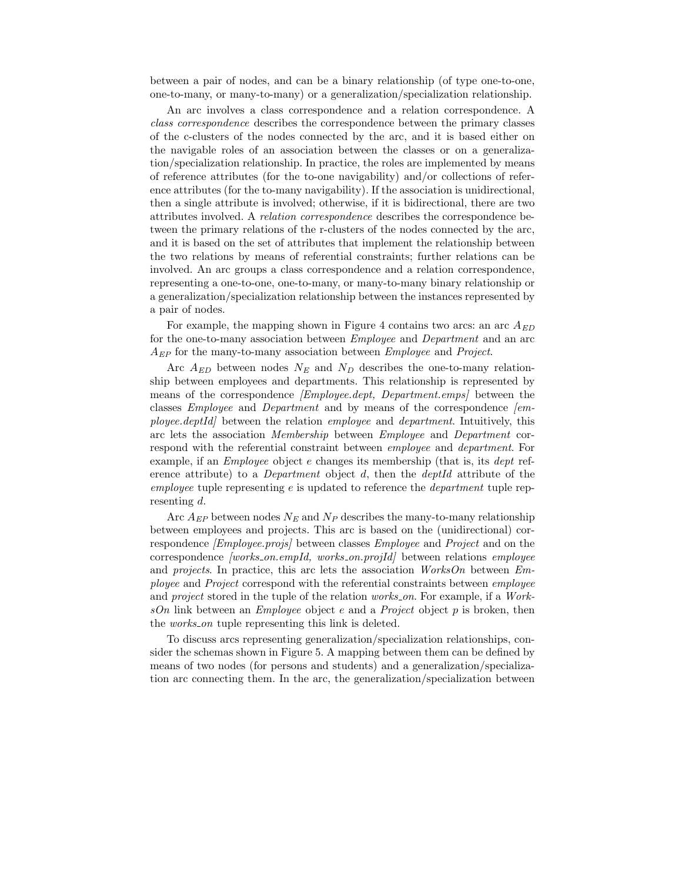between a pair of nodes, and can be a binary relationship (of type one-to-one, one-to-many, or many-to-many) or a generalization/specialization relationship.

An arc involves a class correspondence and a relation correspondence. A *class correspondence* describes the correspondence between the primary classes of the c-clusters of the nodes connected by the arc, and it is based either on the navigable roles of an association between the classes or on a generalization/specialization relationship. In practice, the roles are implemented by means of reference attributes (for the to-one navigability) and/or collections of reference attributes (for the to-many navigability). If the association is unidirectional, then a single attribute is involved; otherwise, if it is bidirectional, there are two attributes involved. A *relation correspondence* describes the correspondence between the primary relations of the r-clusters of the nodes connected by the arc, and it is based on the set of attributes that implement the relationship between the two relations by means of referential constraints; further relations can be involved. An arc groups a class correspondence and a relation correspondence, representing a one-to-one, one-to-many, or many-to-many binary relationship or a generalization/specialization relationship between the instances represented by a pair of nodes.

For example, the mapping shown in Figure 4 contains two arcs: an arc $A_{ED}$ for the one-to-many association between *Employee* and *Department* and an arc $A_{EP}$ for the many-to-many association between *Employee* and *Project*.

Arc $A_{ED}$ between nodes $N_E$ and $N_D$ describes the one-to-many relationship between employees and departments. This relationship is represented by means of the correspondence *[Employee.dept, Department.emps]* between the classes *Employee* and *Department* and by means of the correspondence *[employee.deptId]* between the relation *employee* and *department*. Intuitively, this arc lets the association *Membership* between *Employee* and *Department* correspond with the referential constraint between *employee* and *department*. For example, if an *Employee* object $e$ changes its membership (that is, its *dept* reference attribute) to a *Department* object $d$, then the *deptId* attribute of the *employee* tuple representing $e$ is updated to reference the *department* tuple representing $d$.

Arc $A_{EP}$ between nodes $N_E$ and $N_P$ describes the many-to-many relationship between employees and projects. This arc is based on the (unidirectional) correspondence *[Employee.projs]* between classes *Employee* and *Project* and on the correspondence *[works_on.empId, works_on.projId]* between relations *employee* and *projects*. In practice, this arc lets the association *WorksOn* between *Employee* and *Project* correspond with the referential constraints between *employee* and *project* stored in the tuple of the relation *works_on*. For example, if a *WorksOn* link between an *Employee* object $e$ and a *Project* object $p$ is broken, then the *works_on* tuple representing this link is deleted.

To discuss arcs representing generalization/specialization relationships, consider the schemas shown in Figure 5. A mapping between them can be defined by means of two nodes (for persons and students) and a generalization/specialization arc connecting them. In the arc, the generalization/specialization between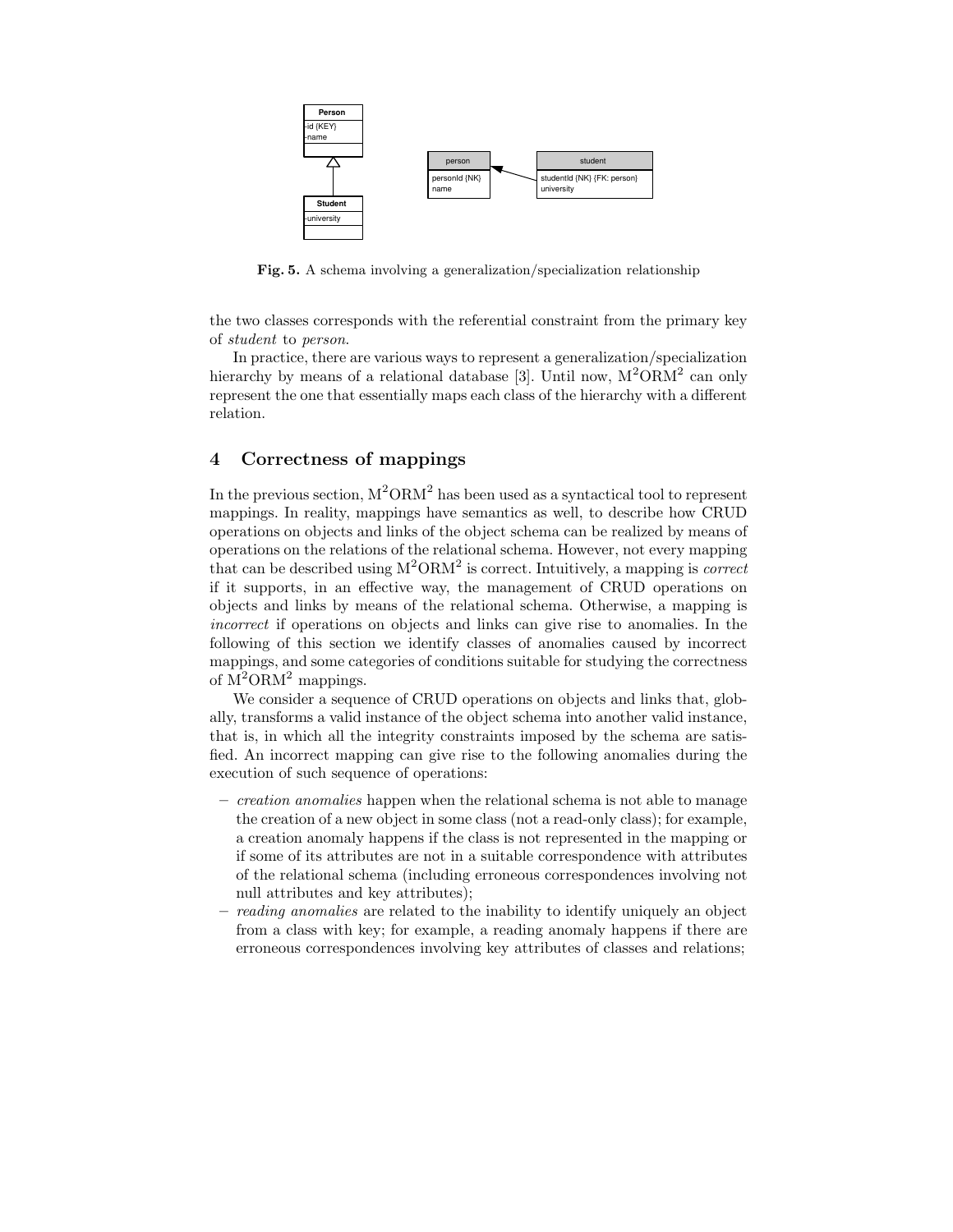**Fig. 5.** A schema involving a generalization/specialization relationship

the two classes corresponds with the referential constraint from the primary key of *student* to *person*.

In practice, there are various ways to represent a generalization/specialization hierarchy by means of a relational database [3]. Until now, M$^2$ORM$^2$ can only represent the one that essentially maps each class of the hierarchy with a different relation.

## 4 Correctness of mappings

In the previous section, M$^2$ORM$^2$ has been used as a syntactical tool to represent mappings. In reality, mappings have semantics as well, to describe how CRUD operations on objects and links of the object schema can be realized by means of operations on the relations of the relational schema. However, not every mapping that can be described using M$^2$ORM$^2$ is correct. Intuitively, a mapping is *correct* if it supports, in an effective way, the management of CRUD operations on objects and links by means of the relational schema. Otherwise, a mapping is *incorrect* if operations on objects and links can give rise to anomalies. In the following of this section we identify classes of anomalies caused by incorrect mappings, and some categories of conditions suitable for studying the correctness of M$^2$ORM$^2$ mappings.

We consider a sequence of CRUD operations on objects and links that, globally, transforms a valid instance of the object schema into another valid instance, that is, in which all the integrity constraints imposed by the schema are satisfied. An incorrect mapping can give rise to the following anomalies during the execution of such sequence of operations:

- *creation anomalies* happen when the relational schema is not able to manage the creation of a new object in some class (not a read-only class); for example, a creation anomaly happens if the class is not represented in the mapping or if some of its attributes are not in a suitable correspondence with attributes of the relational schema (including erroneous correspondences involving not null attributes and key attributes);
- *reading anomalies* are related to the inability to identify uniquely an object from a class with key; for example, a reading anomaly happens if there are erroneous correspondences involving key attributes of classes and relations;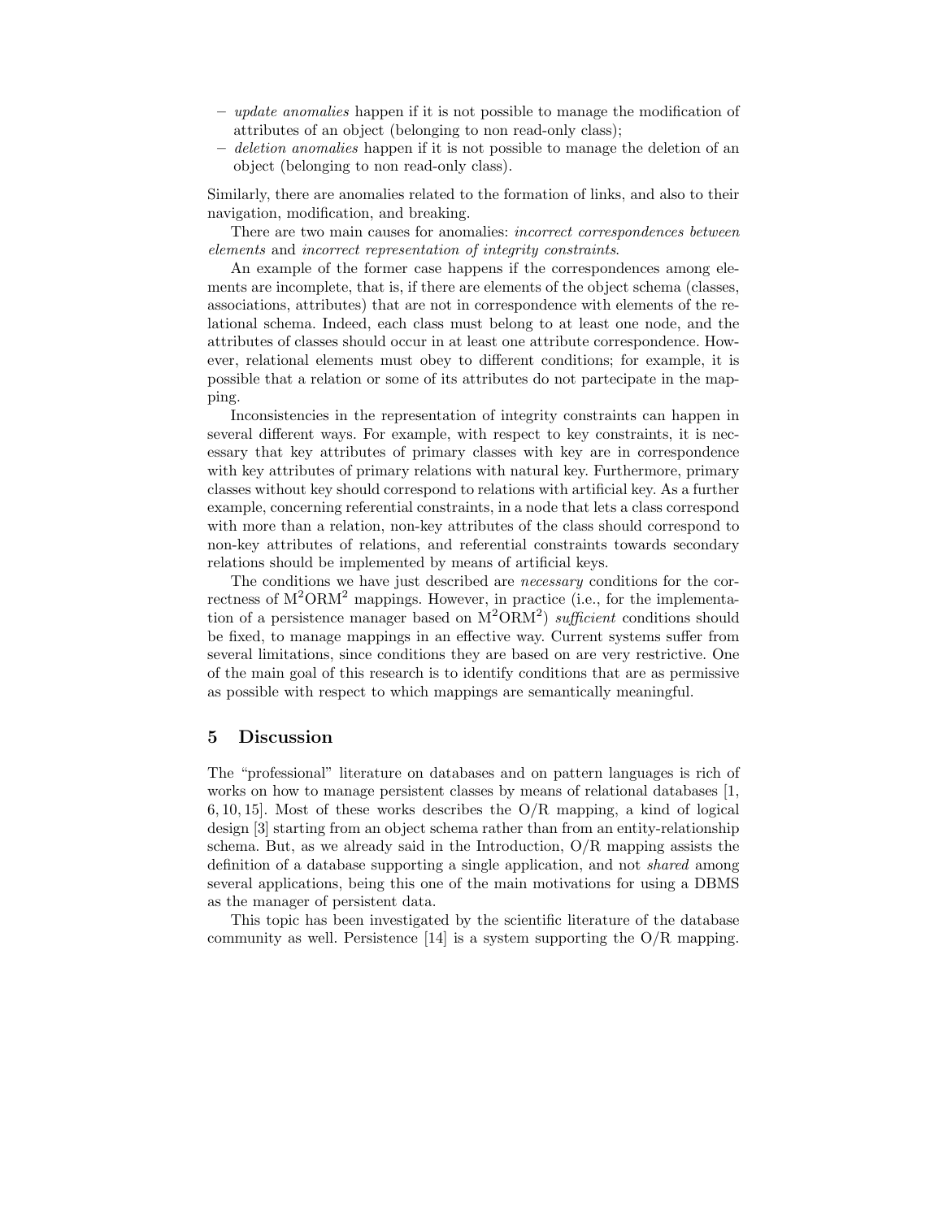- *update anomalies* happen if it is not possible to manage the modification of attributes of an object (belonging to non read-only class);
- *deletion anomalies* happen if it is not possible to manage the deletion of an object (belonging to non read-only class).

Similarly, there are anomalies related to the formation of links, and also to their navigation, modification, and breaking.

There are two main causes for anomalies: *incorrect correspondences between elements* and *incorrect representation of integrity constraints*.

An example of the former case happens if the correspondences among elements are incomplete, that is, if there are elements of the object schema (classes, associations, attributes) that are not in correspondence with elements of the relational schema. Indeed, each class must belong to at least one node, and the attributes of classes should occur in at least one attribute correspondence. However, relational elements must obey to different conditions; for example, it is possible that a relation or some of its attributes do not partecipate in the mapping.

Inconsistencies in the representation of integrity constraints can happen in several different ways. For example, with respect to key constraints, it is necessary that key attributes of primary classes with key are in correspondence with key attributes of primary relations with natural key. Furthermore, primary classes without key should correspond to relations with artificial key. As a further example, concerning referential constraints, in a node that lets a class correspond with more than a relation, non-key attributes of the class should correspond to non-key attributes of relations, and referential constraints towards secondary relations should be implemented by means of artificial keys.

The conditions we have just described are *necessary* conditions for the correctness of $\mathrm{M^2ORM^2}$ mappings. However, in practice (i.e., for the implementation of a persistence manager based on $\mathrm{M^2ORM^2}$) *sufficient* conditions should be fixed, to manage mappings in an effective way. Current systems suffer from several limitations, since conditions they are based on are very restrictive. One of the main goal of this research is to identify conditions that are as permissive as possible with respect to which mappings are semantically meaningful.

## 5 Discussion

The "professional" literature on databases and on pattern languages is rich of works on how to manage persistent classes by means of relational databases [1, 6, 10, 15]. Most of these works describes the O/R mapping, a kind of logical design [3] starting from an object schema rather than from an entity-relationship schema. But, as we already said in the Introduction, O/R mapping assists the definition of a database supporting a single application, and not *shared* among several applications, being this one of the main motivations for using a DBMS as the manager of persistent data.

This topic has been investigated by the scientific literature of the database community as well. Persistence [14] is a system supporting the O/R mapping.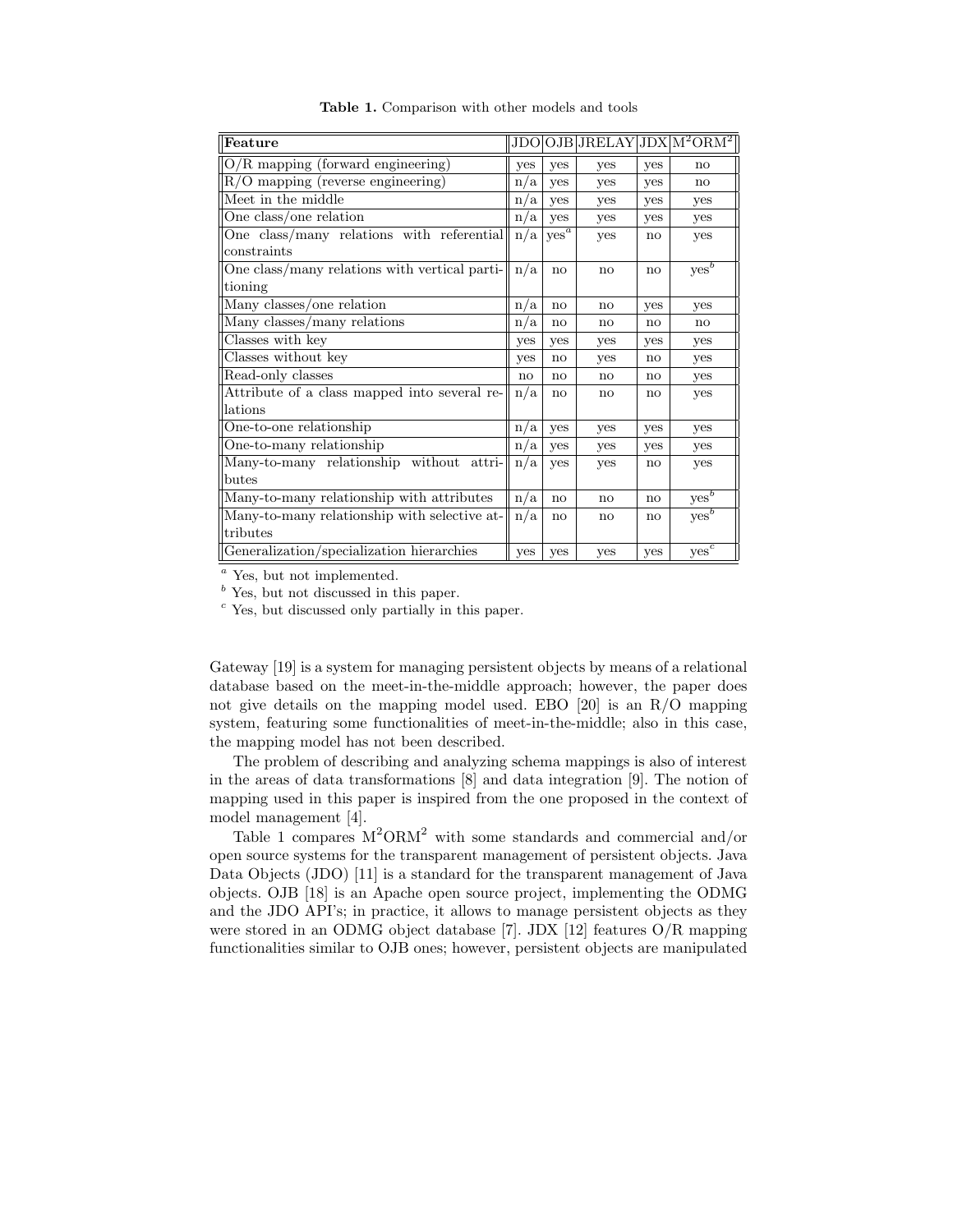**Table 1.** Comparison with other models and tools

| **Feature** | JDO | OJB | JRELAY | JDX | $M^2ORM^2$ |
|---|---|---|---|---|---|
| O/R mapping (forward engineering) | yes | yes | yes | yes | no |
| R/O mapping (reverse engineering) | n/a | yes | yes | yes | no |
| Meet in the middle | n/a | yes | yes | yes | yes |
| One class/one relation | n/a | yes | yes | yes | yes |
| One class/many relations with referential constraints | n/a | yes[a] | yes | no | yes |
| One class/many relations with vertical partitioning | n/a | no | no | no | yes[b] |
| Many classes/one relation | n/a | no | no | yes | yes |
| Many classes/many relations | n/a | no | no | no | no |
| Classes with key | yes | yes | yes | yes | yes |
| Classes without key | yes | no | yes | no | yes |
| Read-only classes | no | no | no | no | yes |
| Attribute of a class mapped into several relations | n/a | no | no | no | yes |
| One-to-one relationship | n/a | yes | yes | yes | yes |
| One-to-many relationship | n/a | yes | yes | yes | yes |
| Many-to-many relationship without attributes | n/a | yes | yes | no | yes |
| Many-to-many relationship with attributes | n/a | no | no | no | yes[b] |
| Many-to-many relationship with selective attributes | n/a | no | no | no | yes[b] |
| Generalization/specialization hierarchies | yes | yes | yes | yes | yes[c] |

[a] Yes, but not implemented.
[b] Yes, but not discussed in this paper.
[c] Yes, but discussed only partially in this paper.

Gateway [19] is a system for managing persistent objects by means of a relational database based on the meet-in-the-middle approach; however, the paper does not give details on the mapping model used. EBO [20] is an R/O mapping system, featuring some functionalities of meet-in-the-middle; also in this case, the mapping model has not been described.

The problem of describing and analyzing schema mappings is also of interest in the areas of data transformations [8] and data integration [9]. The notion of mapping used in this paper is inspired from the one proposed in the context of model management [4].

Table 1 compares $M^2ORM^2$ with some standards and commercial and/or open source systems for the transparent management of persistent objects. Java Data Objects (JDO) [11] is a standard for the transparent management of Java objects. OJB [18] is an Apache open source project, implementing the ODMG and the JDO API's; in practice, it allows to manage persistent objects as they were stored in an ODMG object database [7]. JDX [12] features O/R mapping functionalities similar to OJB ones; however, persistent objects are manipulated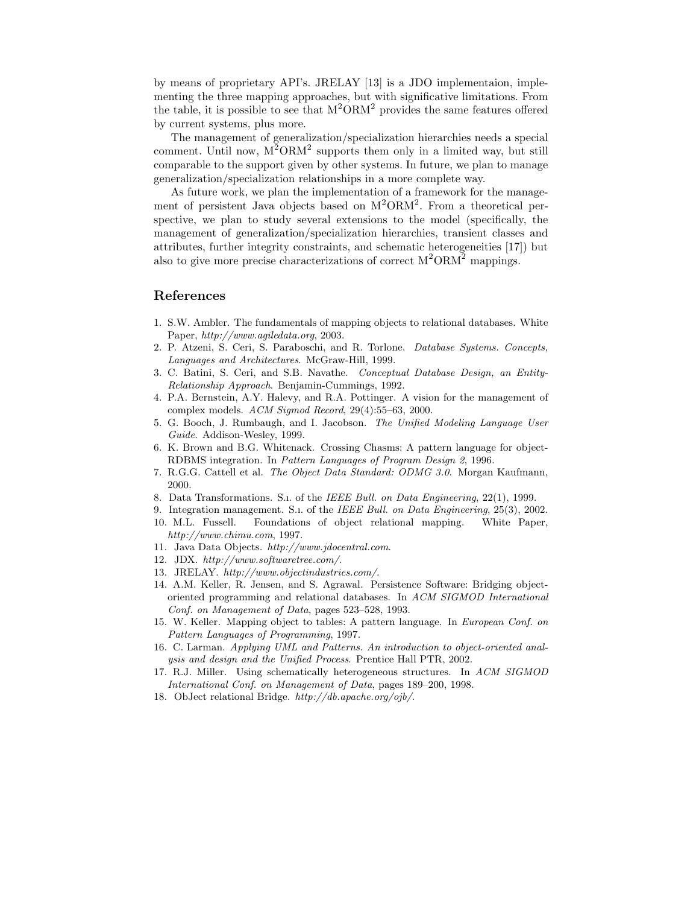by means of proprietary API's. JRELAY [13] is a JDO implementaion, implementing the three mapping approaches, but with significative limitations. From the table, it is possible to see that $M^2ORM^2$ provides the same features offered by current systems, plus more.

The management of generalization/specialization hierarchies needs a special comment. Until now, $M^2ORM^2$ supports them only in a limited way, but still comparable to the support given by other systems. In future, we plan to manage generalization/specialization relationships in a more complete way.

As future work, we plan the implementation of a framework for the management of persistent Java objects based on $M^2ORM^2$. From a theoretical perspective, we plan to study several extensions to the model (specifically, the management of generalization/specialization hierarchies, transient classes and attributes, further integrity constraints, and schematic heterogeneities [17]) but also to give more precise characterizations of correct $M^2ORM^2$ mappings.

## References

1. S.W. Ambler. The fundamentals of mapping objects to relational databases. White Paper, *http://www.agiledata.org*, 2003.
2. P. Atzeni, S. Ceri, S. Paraboschi, and R. Torlone. *Database Systems. Concepts, Languages and Architectures*. McGraw-Hill, 1999.
3. C. Batini, S. Ceri, and S.B. Navathe. *Conceptual Database Design, an Entity-Relationship Approach*. Benjamin-Cummings, 1992.
4. P.A. Bernstein, A.Y. Halevy, and R.A. Pottinger. A vision for the management of complex models. *ACM Sigmod Record*, 29(4):55–63, 2000.
5. G. Booch, J. Rumbaugh, and I. Jacobson. *The Unified Modeling Language User Guide*. Addison-Wesley, 1999.
6. K. Brown and B.G. Whitenack. Crossing Chasms: A pattern language for object-RDBMS integration. In *Pattern Languages of Program Design 2*, 1996.
7. R.G.G. Cattell et al. *The Object Data Standard: ODMG 3.0*. Morgan Kaufmann, 2000.
8. Data Transformations. S.I. of the *IEEE Bull. on Data Engineering*, 22(1), 1999.
9. Integration management. S.I. of the *IEEE Bull. on Data Engineering*, 25(3), 2002.
10. M.L. Fussell. Foundations of object relational mapping. White Paper, *http://www.chimu.com*, 1997.
11. Java Data Objects. *http://www.jdocentral.com*.
12. JDX. *http://www.softwaretree.com/*.
13. JRELAY. *http://www.objectindustries.com/*.
14. A.M. Keller, R. Jensen, and S. Agrawal. Persistence Software: Bridging object-oriented programming and relational databases. In *ACM SIGMOD International Conf. on Management of Data*, pages 523–528, 1993.
15. W. Keller. Mapping object to tables: A pattern language. In *European Conf. on Pattern Languages of Programming*, 1997.
16. C. Larman. *Applying UML and Patterns. An introduction to object-oriented analysis and design and the Unified Process*. Prentice Hall PTR, 2002.
17. R.J. Miller. Using schematically heterogeneous structures. In *ACM SIGMOD International Conf. on Management of Data*, pages 189–200, 1998.
18. ObJect relational Bridge. *http://db.apache.org/ojb/*.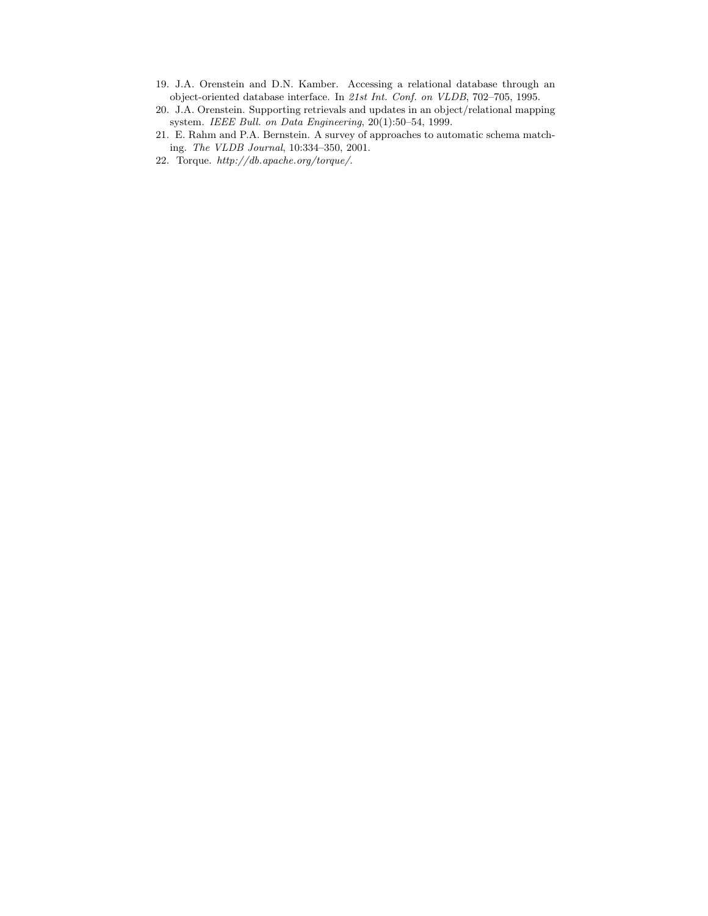19. J.A. Orenstein and D.N. Kamber. Accessing a relational database through an object-oriented database interface. In *21st Int. Conf. on VLDB*, 702–705, 1995.
20. J.A. Orenstein. Supporting retrievals and updates in an object/relational mapping system. *IEEE Bull. on Data Engineering*, 20(1):50–54, 1999.
21. E. Rahm and P.A. Bernstein. A survey of approaches to automatic schema matching. *The VLDB Journal*, 10:334–350, 2001.
22. Torque. *http://db.apache.org/torque/*.